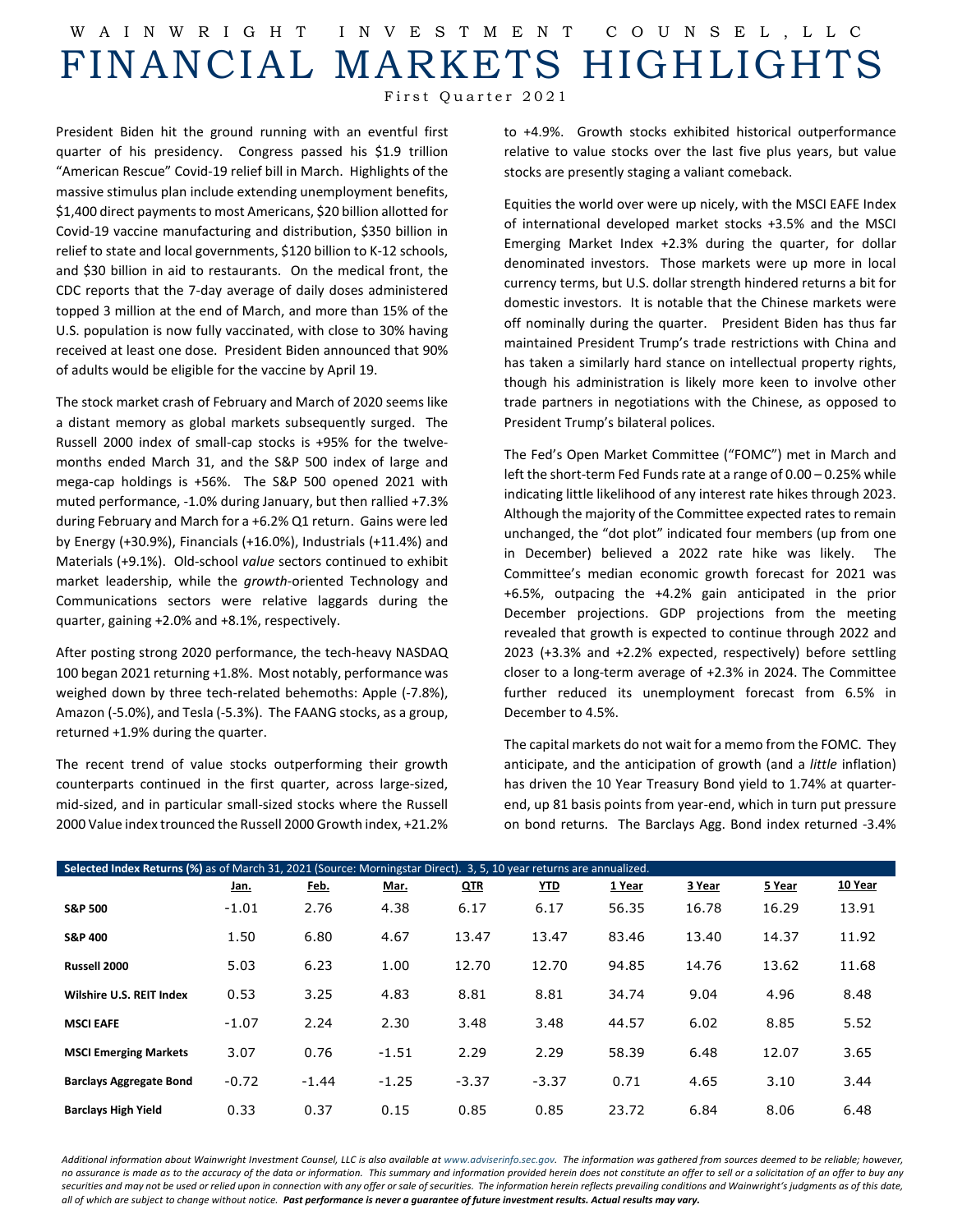WAINWRIGHT INVESTMENT COUNSEL, LLC

# FINANCIAL MARKETS HIGHLIGHTS

First Quarter 2021

President Biden hit the ground running with an eventful first quarter of his presidency. Congress passed his $1.9 trillion "American Rescue" Covid-19 relief bill in March. Highlights of the massive stimulus plan include extending unemployment benefits, $1,400 direct payments to most Americans, $20 billion allotted for Covid-19 vaccine manufacturing and distribution, $350 billion in relief to state and local governments, $120 billion to K-12 schools, and $30 billion in aid to restaurants. On the medical front, the CDC reports that the 7-day average of daily doses administered topped 3 million at the end of March, and more than 15% of the U.S. population is now fully vaccinated, with close to 30% having received at least one dose. President Biden announced that 90% of adults would be eligible for the vaccine by April 19.

The stock market crash of February and March of 2020 seems like a distant memory as global markets subsequently surged. The Russell 2000 index of small-cap stocks is +95% for the twelve-months ended March 31, and the S&P 500 index of large and mega-cap holdings is +56%. The S&P 500 opened 2021 with muted performance, -1.0% during January, but then rallied +7.3% during February and March for a +6.2% Q1 return. Gains were led by Energy (+30.9%), Financials (+16.0%), Industrials (+11.4%) and Materials (+9.1%). Old-school *value* sectors continued to exhibit market leadership, while the *growth*-oriented Technology and Communications sectors were relative laggards during the quarter, gaining +2.0% and +8.1%, respectively.

After posting strong 2020 performance, the tech-heavy NASDAQ 100 began 2021 returning +1.8%. Most notably, performance was weighed down by three tech-related behemoths: Apple (-7.8%), Amazon (-5.0%), and Tesla (-5.3%). The FAANG stocks, as a group, returned +1.9% during the quarter.

The recent trend of value stocks outperforming their growth counterparts continued in the first quarter, across large-sized, mid-sized, and in particular small-sized stocks where the Russell 2000 Value index trounced the Russell 2000 Growth index, +21.2% to +4.9%. Growth stocks exhibited historical outperformance relative to value stocks over the last five plus years, but value stocks are presently staging a valiant comeback.

Equities the world over were up nicely, with the MSCI EAFE Index of international developed market stocks +3.5% and the MSCI Emerging Market Index +2.3% during the quarter, for dollar denominated investors. Those markets were up more in local currency terms, but U.S. dollar strength hindered returns a bit for domestic investors. It is notable that the Chinese markets were off nominally during the quarter. President Biden has thus far maintained President Trump's trade restrictions with China and has taken a similarly hard stance on intellectual property rights, though his administration is likely more keen to involve other trade partners in negotiations with the Chinese, as opposed to President Trump's bilateral polices.

The Fed's Open Market Committee ("FOMC") met in March and left the short-term Fed Funds rate at a range of 0.00 – 0.25% while indicating little likelihood of any interest rate hikes through 2023. Although the majority of the Committee expected rates to remain unchanged, the "dot plot" indicated four members (up from one in December) believed a 2022 rate hike was likely. The Committee's median economic growth forecast for 2021 was +6.5%, outpacing the +4.2% gain anticipated in the prior December projections. GDP projections from the meeting revealed that growth is expected to continue through 2022 and 2023 (+3.3% and +2.2% expected, respectively) before settling closer to a long-term average of +2.3% in 2024. The Committee further reduced its unemployment forecast from 6.5% in December to 4.5%.

The capital markets do not wait for a memo from the FOMC. They anticipate, and the anticipation of growth (and a *little* inflation) has driven the 10 Year Treasury Bond yield to 1.74% at quarter-end, up 81 basis points from year-end, which in turn put pressure on bond returns. The Barclays Agg. Bond index returned -3.4%

**Selected Index Returns (%)** as of March 31, 2021 (Source: Morningstar Direct). 3, 5, 10 year returns are annualized.

| | Jan. | Feb. | Mar. | QTR | YTD | 1 Year | 3 Year | 5 Year | 10 Year |
|---|---|---|---|---|---|---|---|---|---|
| **S&P 500** | -1.01 | 2.76 | 4.38 | 6.17 | 6.17 | 56.35 | 16.78 | 16.29 | 13.91 |
| **S&P 400** | 1.50 | 6.80 | 4.67 | 13.47 | 13.47 | 83.46 | 13.40 | 14.37 | 11.92 |
| **Russell 2000** | 5.03 | 6.23 | 1.00 | 12.70 | 12.70 | 94.85 | 14.76 | 13.62 | 11.68 |
| **Wilshire U.S. REIT Index** | 0.53 | 3.25 | 4.83 | 8.81 | 8.81 | 34.74 | 9.04 | 4.96 | 8.48 |
| **MSCI EAFE** | -1.07 | 2.24 | 2.30 | 3.48 | 3.48 | 44.57 | 6.02 | 8.85 | 5.52 |
| **MSCI Emerging Markets** | 3.07 | 0.76 | -1.51 | 2.29 | 2.29 | 58.39 | 6.48 | 12.07 | 3.65 |
| **Barclays Aggregate Bond** | -0.72 | -1.44 | -1.25 | -3.37 | -3.37 | 0.71 | 4.65 | 3.10 | 3.44 |
| **Barclays High Yield** | 0.33 | 0.37 | 0.15 | 0.85 | 0.85 | 23.72 | 6.84 | 8.06 | 6.48 |

*Additional information about Wainwright Investment Counsel, LLC is also available at www.adviserinfo.sec.gov. The information was gathered from sources deemed to be reliable; however, no assurance is made as to the accuracy of the data or information. This summary and information provided herein does not constitute an offer to sell or a solicitation of an offer to buy any securities and may not be used or relied upon in connection with any offer or sale of securities. The information herein reflects prevailing conditions and Wainwright's judgments as of this date, all of which are subject to change without notice.* ***Past performance is never a guarantee of future investment results. Actual results may vary.***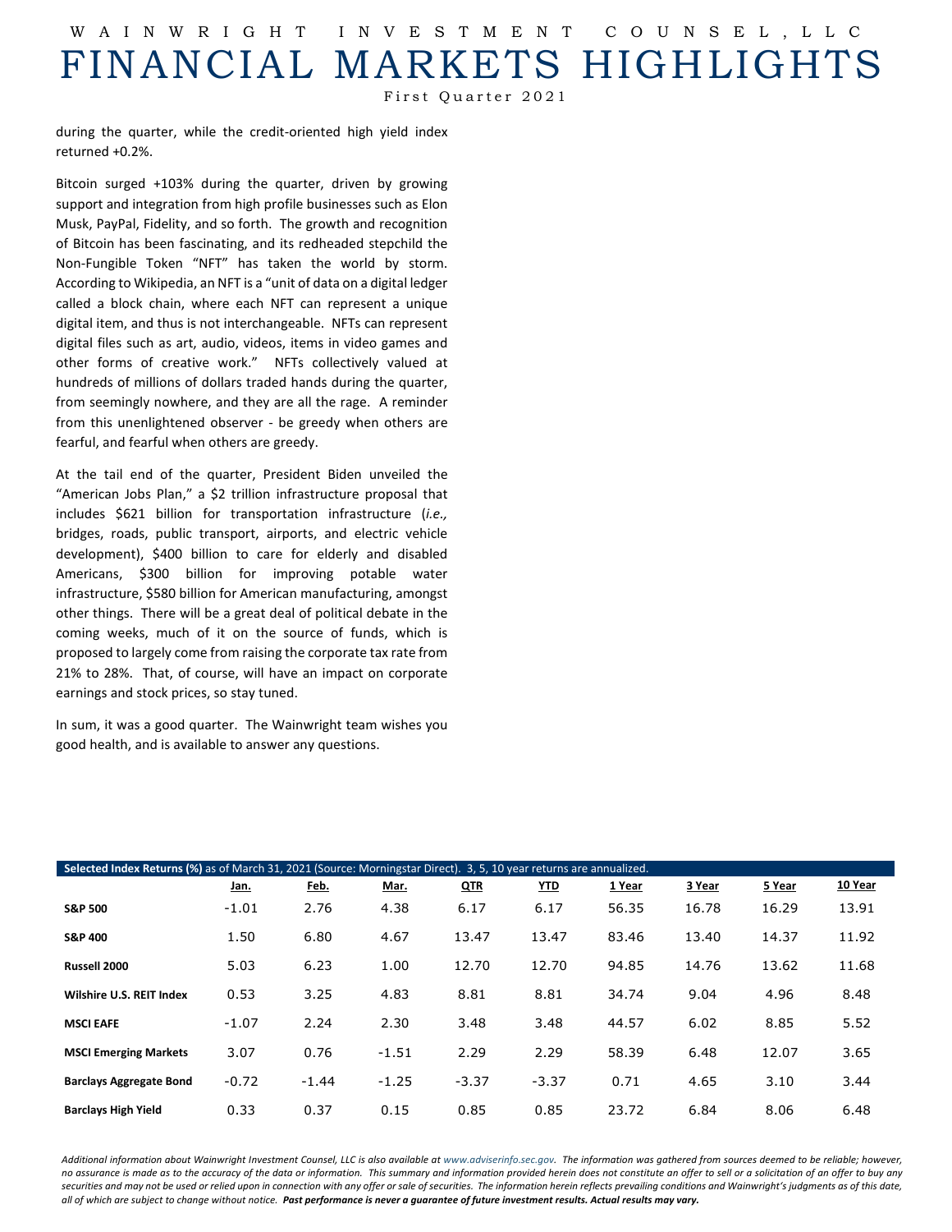during the quarter, while the credit-oriented high yield index returned +0.2%.

Bitcoin surged +103% during the quarter, driven by growing support and integration from high profile businesses such as Elon Musk, PayPal, Fidelity, and so forth. The growth and recognition of Bitcoin has been fascinating, and its redheaded stepchild the Non-Fungible Token "NFT" has taken the world by storm. According to Wikipedia, an NFT is a "unit of data on a digital ledger called a block chain, where each NFT can represent a unique digital item, and thus is not interchangeable. NFTs can represent digital files such as art, audio, videos, items in video games and other forms of creative work." NFTs collectively valued at hundreds of millions of dollars traded hands during the quarter, from seemingly nowhere, and they are all the rage. A reminder from this unenlightened observer - be greedy when others are fearful, and fearful when others are greedy.

At the tail end of the quarter, President Biden unveiled the "American Jobs Plan," a $2 trillion infrastructure proposal that includes $621 billion for transportation infrastructure (*i.e.,* bridges, roads, public transport, airports, and electric vehicle development), $400 billion to care for elderly and disabled Americans, $300 billion for improving potable water infrastructure, $580 billion for American manufacturing, amongst other things. There will be a great deal of political debate in the coming weeks, much of it on the source of funds, which is proposed to largely come from raising the corporate tax rate from 21% to 28%. That, of course, will have an impact on corporate earnings and stock prices, so stay tuned.

In sum, it was a good quarter. The Wainwright team wishes you good health, and is available to answer any questions.

**Selected Index Returns (%)** as of March 31, 2021 (Source: Morningstar Direct). 3, 5, 10 year returns are annualized.

| | Jan. | Feb. | Mar. | QTR | YTD | 1 Year | 3 Year | 5 Year | 10 Year |
|---|---|---|---|---|---|---|---|---|---|
| **S&P 500** | -1.01 | 2.76 | 4.38 | 6.17 | 6.17 | 56.35 | 16.78 | 16.29 | 13.91 |
| **S&P 400** | 1.50 | 6.80 | 4.67 | 13.47 | 13.47 | 83.46 | 13.40 | 14.37 | 11.92 |
| **Russell 2000** | 5.03 | 6.23 | 1.00 | 12.70 | 12.70 | 94.85 | 14.76 | 13.62 | 11.68 |
| **Wilshire U.S. REIT Index** | 0.53 | 3.25 | 4.83 | 8.81 | 8.81 | 34.74 | 9.04 | 4.96 | 8.48 |
| **MSCI EAFE** | -1.07 | 2.24 | 2.30 | 3.48 | 3.48 | 44.57 | 6.02 | 8.85 | 5.52 |
| **MSCI Emerging Markets** | 3.07 | 0.76 | -1.51 | 2.29 | 2.29 | 58.39 | 6.48 | 12.07 | 3.65 |
| **Barclays Aggregate Bond** | -0.72 | -1.44 | -1.25 | -3.37 | -3.37 | 0.71 | 4.65 | 3.10 | 3.44 |
| **Barclays High Yield** | 0.33 | 0.37 | 0.15 | 0.85 | 0.85 | 23.72 | 6.84 | 8.06 | 6.48 |

*Additional information about Wainwright Investment Counsel, LLC is also available at www.adviserinfo.sec.gov. The information was gathered from sources deemed to be reliable; however, no assurance is made as to the accuracy of the data or information. This summary and information provided herein does not constitute an offer to sell or a solicitation of an offer to buy any securities and may not be used or relied upon in connection with any offer or sale of securities. The information herein reflects prevailing conditions and Wainwright's judgments as of this date, all of which are subject to change without notice.* ***Past performance is never a guarantee of future investment results. Actual results may vary.***